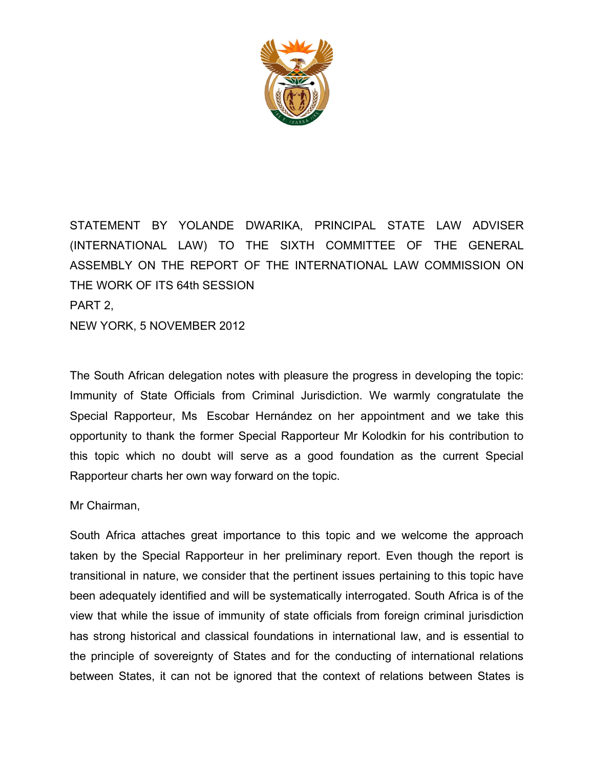STATEMENT BY YOLANDE DWARIKA, PRINCIPAL STATE LAW ADVISER (INTERNATIONAL LAW) TO THE SIXTH COMMITTEE OF THE GENERAL ASSEMBLY ON THE REPORT OF THE INTERNATIONAL LAW COMMISSION ON THE WORK OF ITS 64th SESSION

PART 2,

NEW YORK, 5 NOVEMBER 2012

The South African delegation notes with pleasure the progress in developing the topic: Immunity of State Officials from Criminal Jurisdiction. We warmly congratulate the Special Rapporteur, Ms Escobar Hernández on her appointment and we take this opportunity to thank the former Special Rapporteur Mr Kolodkin for his contribution to this topic which no doubt will serve as a good foundation as the current Special Rapporteur charts her own way forward on the topic.

Mr Chairman,

South Africa attaches great importance to this topic and we welcome the approach taken by the Special Rapporteur in her preliminary report. Even though the report is transitional in nature, we consider that the pertinent issues pertaining to this topic have been adequately identified and will be systematically interrogated. South Africa is of the view that while the issue of immunity of state officials from foreign criminal jurisdiction has strong historical and classical foundations in international law, and is essential to the principle of sovereignty of States and for the conducting of international relations between States, it can not be ignored that the context of relations between States is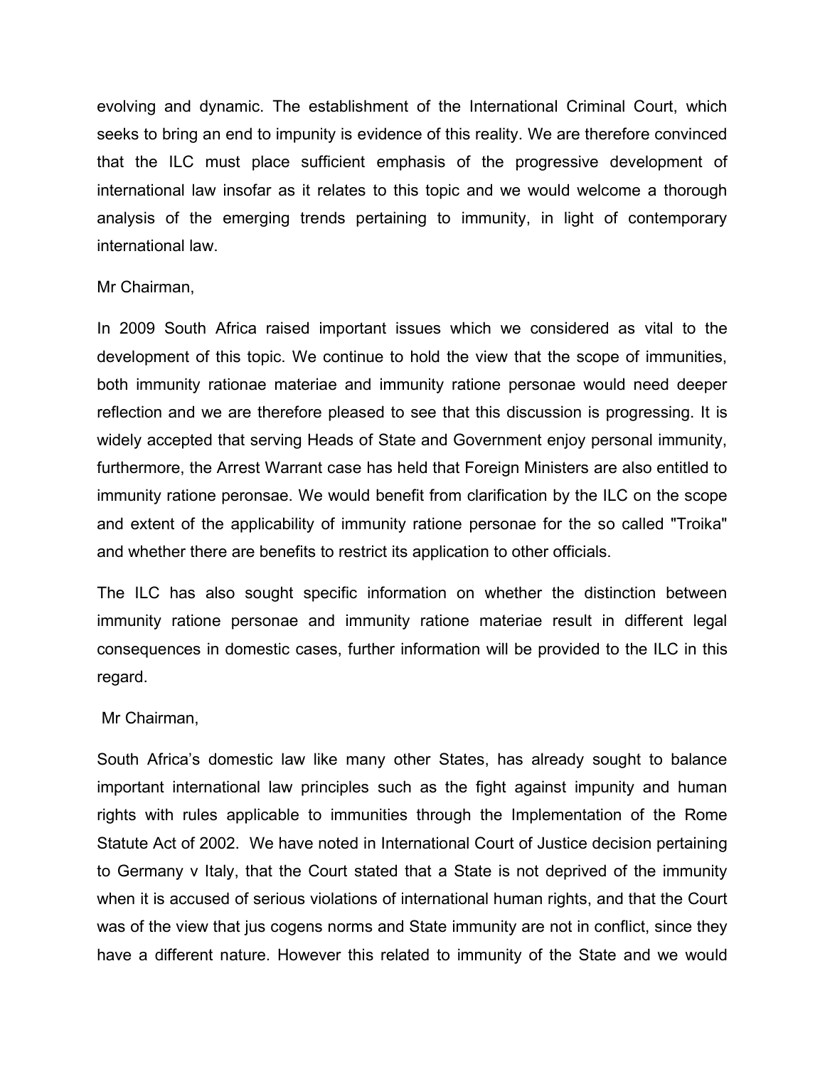evolving and dynamic. The establishment of the International Criminal Court, which seeks to bring an end to impunity is evidence of this reality. We are therefore convinced that the ILC must place sufficient emphasis of the progressive development of international law insofar as it relates to this topic and we would welcome a thorough analysis of the emerging trends pertaining to immunity, in light of contemporary international law.

Mr Chairman,

In 2009 South Africa raised important issues which we considered as vital to the development of this topic. We continue to hold the view that the scope of immunities, both immunity rationae materiae and immunity ratione personae would need deeper reflection and we are therefore pleased to see that this discussion is progressing. It is widely accepted that serving Heads of State and Government enjoy personal immunity, furthermore, the Arrest Warrant case has held that Foreign Ministers are also entitled to immunity ratione peronsae. We would benefit from clarification by the ILC on the scope and extent of the applicability of immunity ratione personae for the so called "Troika" and whether there are benefits to restrict its application to other officials.

The ILC has also sought specific information on whether the distinction between immunity ratione personae and immunity ratione materiae result in different legal consequences in domestic cases, further information will be provided to the ILC in this regard.

Mr Chairman,

South Africa's domestic law like many other States, has already sought to balance important international law principles such as the fight against impunity and human rights with rules applicable to immunities through the Implementation of the Rome Statute Act of 2002. We have noted in International Court of Justice decision pertaining to Germany v Italy, that the Court stated that a State is not deprived of the immunity when it is accused of serious violations of international human rights, and that the Court was of the view that jus cogens norms and State immunity are not in conflict, since they have a different nature. However this related to immunity of the State and we would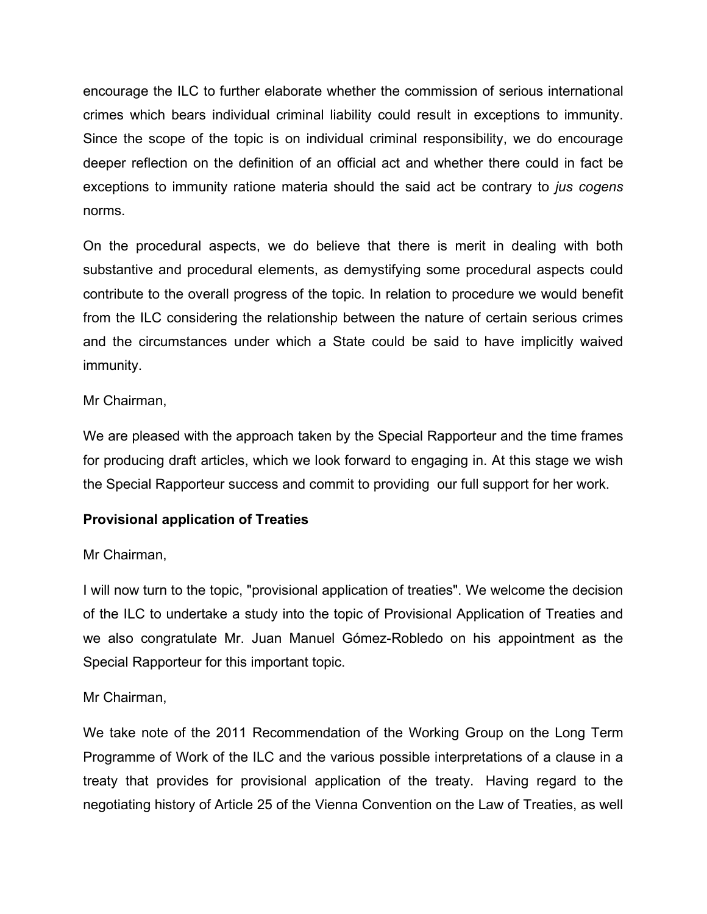encourage the ILC to further elaborate whether the commission of serious international crimes which bears individual criminal liability could result in exceptions to immunity. Since the scope of the topic is on individual criminal responsibility, we do encourage deeper reflection on the definition of an official act and whether there could in fact be exceptions to immunity ratione materia should the said act be contrary to *jus cogens* norms.

On the procedural aspects, we do believe that there is merit in dealing with both substantive and procedural elements, as demystifying some procedural aspects could contribute to the overall progress of the topic. In relation to procedure we would benefit from the ILC considering the relationship between the nature of certain serious crimes and the circumstances under which a State could be said to have implicitly waived immunity.

Mr Chairman,

We are pleased with the approach taken by the Special Rapporteur and the time frames for producing draft articles, which we look forward to engaging in. At this stage we wish the Special Rapporteur success and commit to providing our full support for her work.

**Provisional application of Treaties**

Mr Chairman,

I will now turn to the topic, "provisional application of treaties". We welcome the decision of the ILC to undertake a study into the topic of Provisional Application of Treaties and we also congratulate Mr. Juan Manuel Gómez-Robledo on his appointment as the Special Rapporteur for this important topic.

Mr Chairman,

We take note of the 2011 Recommendation of the Working Group on the Long Term Programme of Work of the ILC and the various possible interpretations of a clause in a treaty that provides for provisional application of the treaty. Having regard to the negotiating history of Article 25 of the Vienna Convention on the Law of Treaties, as well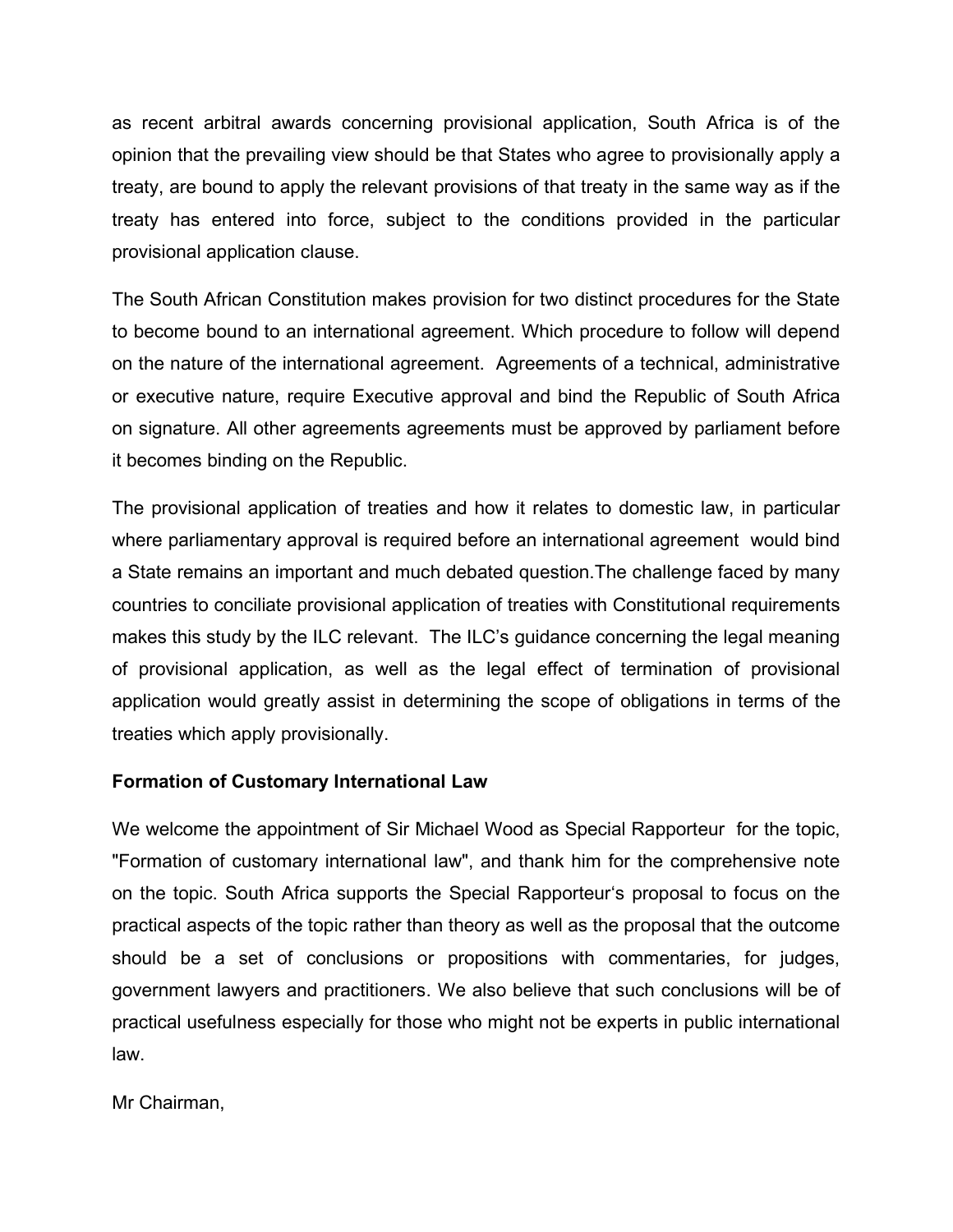as recent arbitral awards concerning provisional application, South Africa is of the opinion that the prevailing view should be that States who agree to provisionally apply a treaty, are bound to apply the relevant provisions of that treaty in the same way as if the treaty has entered into force, subject to the conditions provided in the particular provisional application clause.

The South African Constitution makes provision for two distinct procedures for the State to become bound to an international agreement. Which procedure to follow will depend on the nature of the international agreement. Agreements of a technical, administrative or executive nature, require Executive approval and bind the Republic of South Africa on signature. All other agreements agreements must be approved by parliament before it becomes binding on the Republic.

The provisional application of treaties and how it relates to domestic law, in particular where parliamentary approval is required before an international agreement would bind a State remains an important and much debated question.The challenge faced by many countries to conciliate provisional application of treaties with Constitutional requirements makes this study by the ILC relevant. The ILC's guidance concerning the legal meaning of provisional application, as well as the legal effect of termination of provisional application would greatly assist in determining the scope of obligations in terms of the treaties which apply provisionally.

**Formation of Customary International Law**

We welcome the appointment of Sir Michael Wood as Special Rapporteur for the topic, "Formation of customary international law", and thank him for the comprehensive note on the topic. South Africa supports the Special Rapporteur's proposal to focus on the practical aspects of the topic rather than theory as well as the proposal that the outcome should be a set of conclusions or propositions with commentaries, for judges, government lawyers and practitioners. We also believe that such conclusions will be of practical usefulness especially for those who might not be experts in public international law.

Mr Chairman,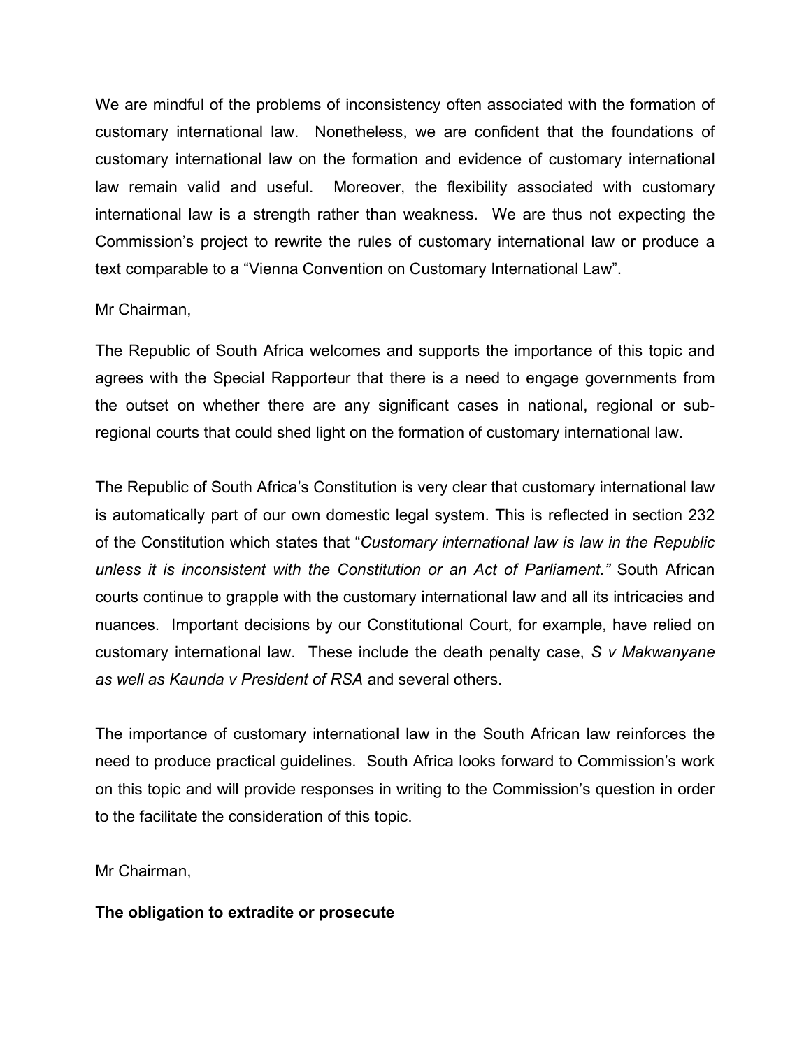We are mindful of the problems of inconsistency often associated with the formation of customary international law. Nonetheless, we are confident that the foundations of customary international law on the formation and evidence of customary international law remain valid and useful. Moreover, the flexibility associated with customary international law is a strength rather than weakness. We are thus not expecting the Commission's project to rewrite the rules of customary international law or produce a text comparable to a "Vienna Convention on Customary International Law".

Mr Chairman,

The Republic of South Africa welcomes and supports the importance of this topic and agrees with the Special Rapporteur that there is a need to engage governments from the outset on whether there are any significant cases in national, regional or sub-regional courts that could shed light on the formation of customary international law.

The Republic of South Africa's Constitution is very clear that customary international law is automatically part of our own domestic legal system. This is reflected in section 232 of the Constitution which states that "*Customary international law is law in the Republic unless it is inconsistent with the Constitution or an Act of Parliament."* South African courts continue to grapple with the customary international law and all its intricacies and nuances. Important decisions by our Constitutional Court, for example, have relied on customary international law. These include the death penalty case, *S v Makwanyane as well as Kaunda v President of RSA* and several others.

The importance of customary international law in the South African law reinforces the need to produce practical guidelines. South Africa looks forward to Commission's work on this topic and will provide responses in writing to the Commission's question in order to the facilitate the consideration of this topic.

Mr Chairman,

**The obligation to extradite or prosecute**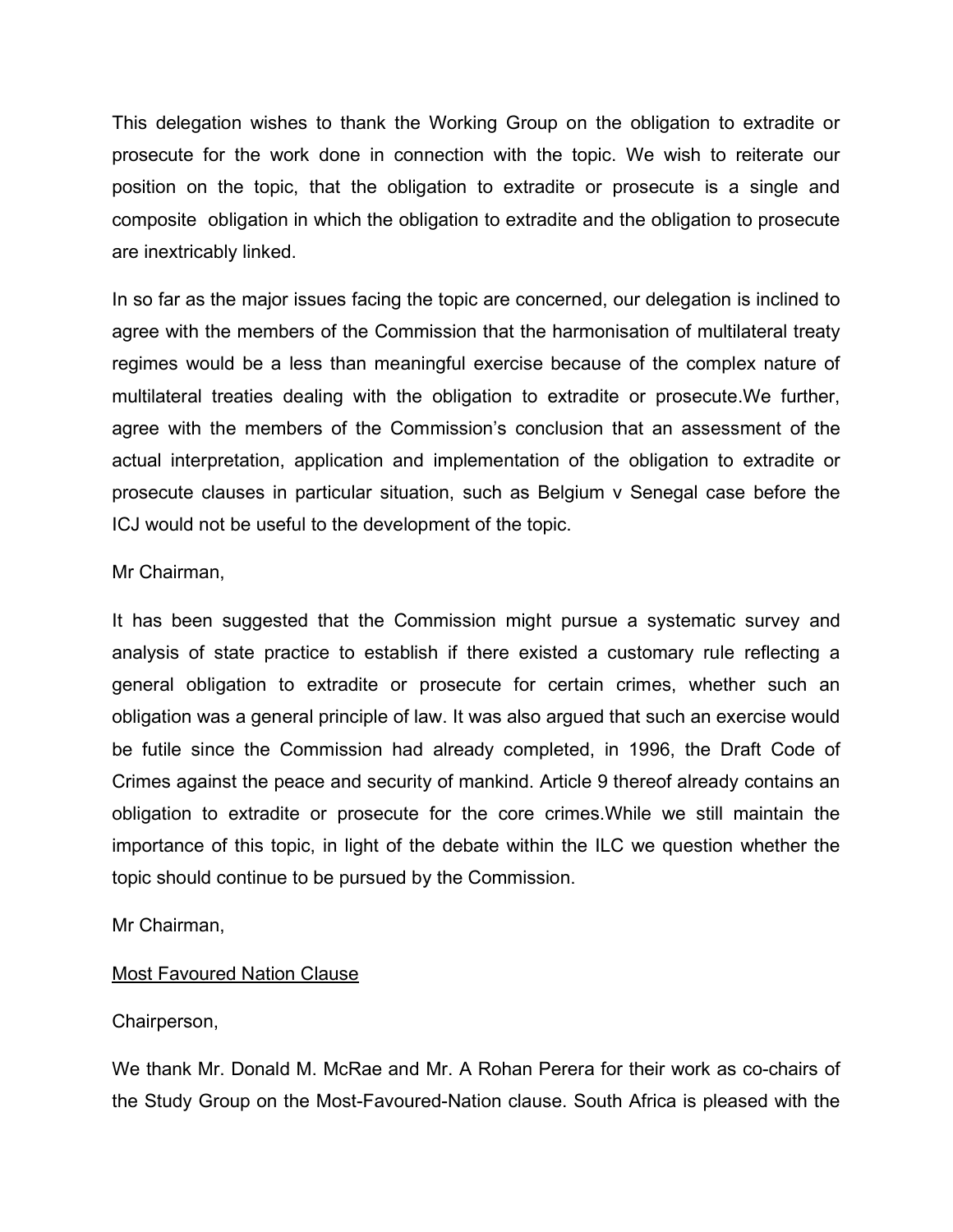This delegation wishes to thank the Working Group on the obligation to extradite or prosecute for the work done in connection with the topic. We wish to reiterate our position on the topic, that the obligation to extradite or prosecute is a single and composite obligation in which the obligation to extradite and the obligation to prosecute are inextricably linked.

In so far as the major issues facing the topic are concerned, our delegation is inclined to agree with the members of the Commission that the harmonisation of multilateral treaty regimes would be a less than meaningful exercise because of the complex nature of multilateral treaties dealing with the obligation to extradite or prosecute.We further, agree with the members of the Commission's conclusion that an assessment of the actual interpretation, application and implementation of the obligation to extradite or prosecute clauses in particular situation, such as Belgium v Senegal case before the ICJ would not be useful to the development of the topic.

Mr Chairman,

It has been suggested that the Commission might pursue a systematic survey and analysis of state practice to establish if there existed a customary rule reflecting a general obligation to extradite or prosecute for certain crimes, whether such an obligation was a general principle of law. It was also argued that such an exercise would be futile since the Commission had already completed, in 1996, the Draft Code of Crimes against the peace and security of mankind. Article 9 thereof already contains an obligation to extradite or prosecute for the core crimes.While we still maintain the importance of this topic, in light of the debate within the ILC we question whether the topic should continue to be pursued by the Commission.

Mr Chairman,

<u>Most Favoured Nation Clause</u>

Chairperson,

We thank Mr. Donald M. McRae and Mr. A Rohan Perera for their work as co-chairs of the Study Group on the Most-Favoured-Nation clause. South Africa is pleased with the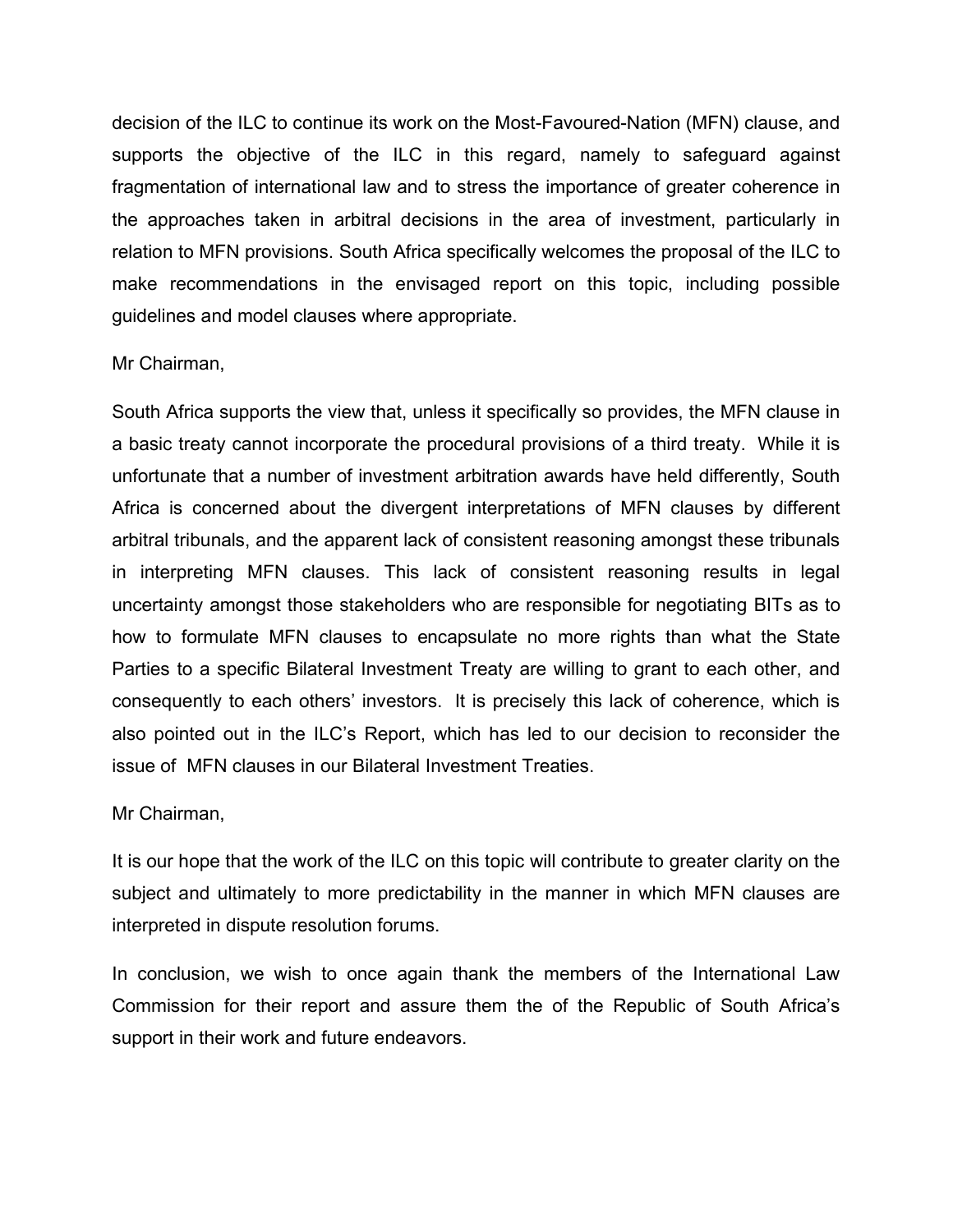decision of the ILC to continue its work on the Most-Favoured-Nation (MFN) clause, and supports the objective of the ILC in this regard, namely to safeguard against fragmentation of international law and to stress the importance of greater coherence in the approaches taken in arbitral decisions in the area of investment, particularly in relation to MFN provisions. South Africa specifically welcomes the proposal of the ILC to make recommendations in the envisaged report on this topic, including possible guidelines and model clauses where appropriate.

Mr Chairman,

South Africa supports the view that, unless it specifically so provides, the MFN clause in a basic treaty cannot incorporate the procedural provisions of a third treaty. While it is unfortunate that a number of investment arbitration awards have held differently, South Africa is concerned about the divergent interpretations of MFN clauses by different arbitral tribunals, and the apparent lack of consistent reasoning amongst these tribunals in interpreting MFN clauses. This lack of consistent reasoning results in legal uncertainty amongst those stakeholders who are responsible for negotiating BITs as to how to formulate MFN clauses to encapsulate no more rights than what the State Parties to a specific Bilateral Investment Treaty are willing to grant to each other, and consequently to each others' investors. It is precisely this lack of coherence, which is also pointed out in the ILC's Report, which has led to our decision to reconsider the issue of MFN clauses in our Bilateral Investment Treaties.

Mr Chairman,

It is our hope that the work of the ILC on this topic will contribute to greater clarity on the subject and ultimately to more predictability in the manner in which MFN clauses are interpreted in dispute resolution forums.

In conclusion, we wish to once again thank the members of the International Law Commission for their report and assure them the of the Republic of South Africa's support in their work and future endeavors.